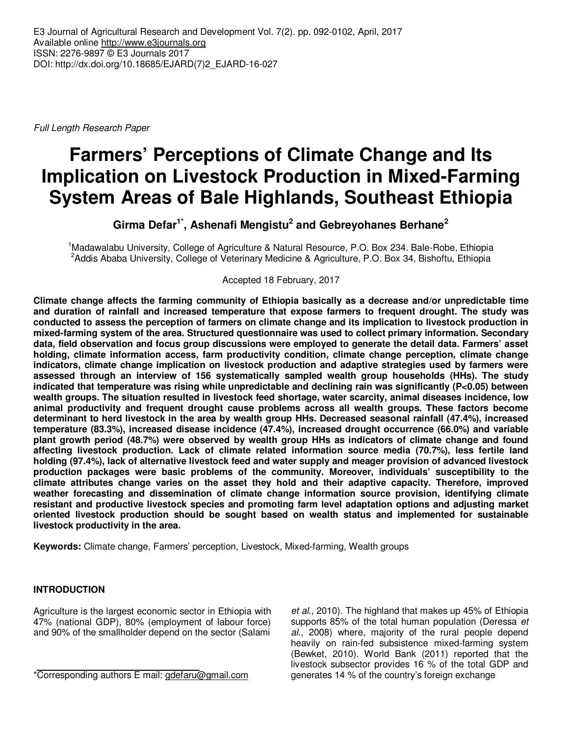E3 Journal of Agricultural Research and Development Vol. 7(2). pp. 092-0102, April, 2017
Available online http://www.e3journals.org
ISSN: 2276-9897 © E3 Journals 2017
DOI: http://dx.doi.org/10.18685/EJARD(7)2_EJARD-16-027

*Full Length Research Paper*

# Farmers' Perceptions of Climate Change and Its Implication on Livestock Production in Mixed-Farming System Areas of Bale Highlands, Southeast Ethiopia

**Girma Defar[1*], Ashenafi Mengistu[2] and Gebreyohanes Berhane[2]**

[1]Madawalabu University, College of Agriculture & Natural Resource, P.O. Box 234. Bale-Robe, Ethiopia
[2]Addis Ababa University, College of Veterinary Medicine & Agriculture, P.O. Box 34, Bishoftu, Ethiopia

Accepted 18 February, 2017

**Climate change affects the farming community of Ethiopia basically as a decrease and/or unpredictable time and duration of rainfall and increased temperature that expose farmers to frequent drought. The study was conducted to assess the perception of farmers on climate change and its implication to livestock production in mixed-farming system of the area. Structured questionnaire was used to collect primary information. Secondary data, field observation and focus group discussions were employed to generate the detail data. Farmers' asset holding, climate information access, farm productivity condition, climate change perception, climate change indicators, climate change implication on livestock production and adaptive strategies used by farmers were assessed through an interview of 156 systematically sampled wealth group households (HHs). The study indicated that temperature was rising while unpredictable and declining rain was significantly ($P<0.05$) between wealth groups. The situation resulted in livestock feed shortage, water scarcity, animal diseases incidence, low animal productivity and frequent drought cause problems across all wealth groups. These factors become determinant to herd livestock in the area by wealth group HHs. Decreased seasonal rainfall (47.4%), increased temperature (83.3%), increased disease incidence (47.4%), increased drought occurrence (66.0%) and variable plant growth period (48.7%) were observed by wealth group HHs as indicators of climate change and found affecting livestock production. Lack of climate related information source media (70.7%), less fertile land holding (97.4%), lack of alternative livestock feed and water supply and meager provision of advanced livestock production packages were basic problems of the community. Moreover, individuals' susceptibility to the climate attributes change varies on the asset they hold and their adaptive capacity. Therefore, improved weather forecasting and dissemination of climate change information source provision, identifying climate resistant and productive livestock species and promoting farm level adaptation options and adjusting market oriented livestock production should be sought based on wealth status and implemented for sustainable livestock productivity in the area.**

**Keywords:** Climate change, Farmers' perception, Livestock, Mixed-farming, Wealth groups

## INTRODUCTION

Agriculture is the largest economic sector in Ethiopia with 47% (national GDP), 80% (employment of labour force) and 90% of the smallholder depend on the sector (Salami *et al*., 2010). The highland that makes up 45% of Ethiopia supports 85% of the total human population (Deressa *et al*., 2008) where, majority of the rural people depend heavily on rain-fed subsistence mixed-farming system (Bewket, 2010). World Bank (2011) reported that the livestock subsector provides 16 % of the total GDP and generates 14 % of the country's foreign exchange

*Corresponding authors E mail: gdefaru@gmail.com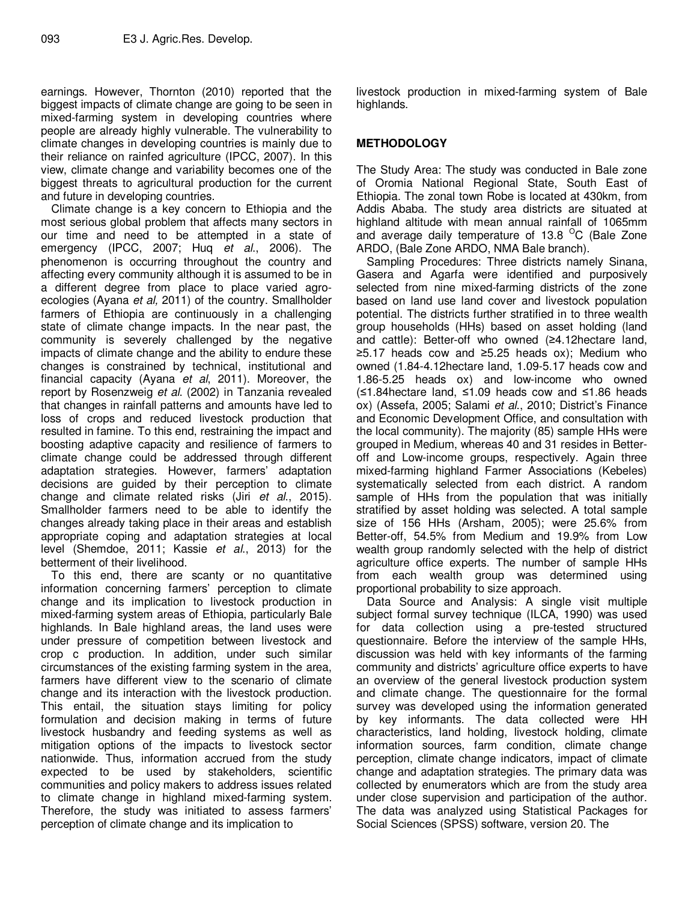earnings. However, Thornton (2010) reported that the biggest impacts of climate change are going to be seen in mixed-farming system in developing countries where people are already highly vulnerable. The vulnerability to climate changes in developing countries is mainly due to their reliance on rainfed agriculture (IPCC, 2007). In this view, climate change and variability becomes one of the biggest threats to agricultural production for the current and future in developing countries.

Climate change is a key concern to Ethiopia and the most serious global problem that affects many sectors in our time and need to be attempted in a state of emergency (IPCC, 2007; Huq *et al*., 2006). The phenomenon is occurring throughout the country and affecting every community although it is assumed to be in a different degree from place to place varied agro-ecologies (Ayana *et al,* 2011) of the country. Smallholder farmers of Ethiopia are continuously in a challenging state of climate change impacts. In the near past, the community is severely challenged by the negative impacts of climate change and the ability to endure these changes is constrained by technical, institutional and financial capacity (Ayana *et al*, 2011). Moreover, the report by Rosenzweig *et al.* (2002) in Tanzania revealed that changes in rainfall patterns and amounts have led to loss of crops and reduced livestock production that resulted in famine. To this end, restraining the impact and boosting adaptive capacity and resilience of farmers to climate change could be addressed through different adaptation strategies. However, farmers' adaptation decisions are guided by their perception to climate change and climate related risks (Jiri *et al*., 2015). Smallholder farmers need to be able to identify the changes already taking place in their areas and establish appropriate coping and adaptation strategies at local level (Shemdoe, 2011; Kassie *et al*., 2013) for the betterment of their livelihood.

To this end, there are scanty or no quantitative information concerning farmers' perception to climate change and its implication to livestock production in mixed-farming system areas of Ethiopia, particularly Bale highlands. In Bale highland areas, the land uses were under pressure of competition between livestock and crop c production. In addition, under such similar circumstances of the existing farming system in the area, farmers have different view to the scenario of climate change and its interaction with the livestock production. This entail, the situation stays limiting for policy formulation and decision making in terms of future livestock husbandry and feeding systems as well as mitigation options of the impacts to livestock sector nationwide. Thus, information accrued from the study expected to be used by stakeholders, scientific communities and policy makers to address issues related to climate change in highland mixed-farming system. Therefore, the study was initiated to assess farmers' perception of climate change and its implication to livestock production in mixed-farming system of Bale highlands.

## METHODOLOGY

The Study Area: The study was conducted in Bale zone of Oromia National Regional State, South East of Ethiopia. The zonal town Robe is located at 430km, from Addis Ababa. The study area districts are situated at highland altitude with mean annual rainfall of 1065mm and average daily temperature of 13.8 $^{O}$C (Bale Zone ARDO, (Bale Zone ARDO, NMA Bale branch).

Sampling Procedures: Three districts namely Sinana, Gasera and Agarfa were identified and purposively selected from nine mixed-farming districts of the zone based on land use land cover and livestock population potential. The districts further stratified in to three wealth group households (HHs) based on asset holding (land and cattle): Better-off who owned (≥4.12hectare land, ≥5.17 heads cow and ≥5.25 heads ox); Medium who owned (1.84-4.12hectare land, 1.09-5.17 heads cow and 1.86-5.25 heads ox) and low-income who owned (≤1.84hectare land, ≤1.09 heads cow and ≤1.86 heads ox) (Assefa, 2005; Salami *et al*., 2010; District's Finance and Economic Development Office, and consultation with the local community). The majority (85) sample HHs were grouped in Medium, whereas 40 and 31 resides in Better-off and Low-income groups, respectively. Again three mixed-farming highland Farmer Associations (Kebeles) systematically selected from each district. A random sample of HHs from the population that was initially stratified by asset holding was selected. A total sample size of 156 HHs (Arsham, 2005); were 25.6% from Better-off, 54.5% from Medium and 19.9% from Low wealth group randomly selected with the help of district agriculture office experts. The number of sample HHs from each wealth group was determined using proportional probability to size approach.

Data Source and Analysis: A single visit multiple subject formal survey technique (ILCA, 1990) was used for data collection using a pre-tested structured questionnaire. Before the interview of the sample HHs, discussion was held with key informants of the farming community and districts' agriculture office experts to have an overview of the general livestock production system and climate change. The questionnaire for the formal survey was developed using the information generated by key informants. The data collected were HH characteristics, land holding, livestock holding, climate information sources, farm condition, climate change perception, climate change indicators, impact of climate change and adaptation strategies. The primary data was collected by enumerators which are from the study area under close supervision and participation of the author. The data was analyzed using Statistical Packages for Social Sciences (SPSS) software, version 20. The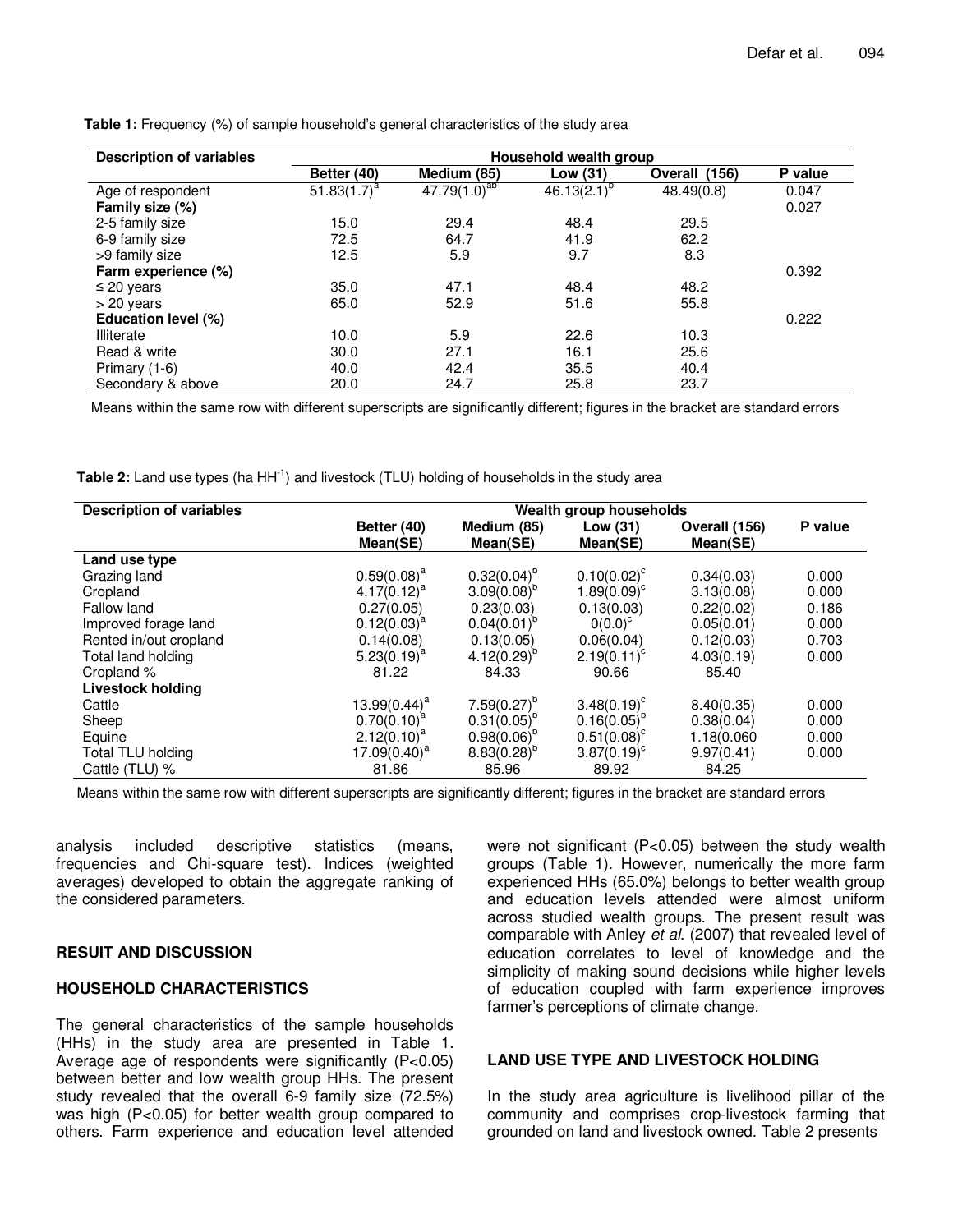**Table 1:** Frequency (%) of sample household's general characteristics of the study area

| Description of variables | Household wealth group | | | | |
|---|---|---|---|---|---|
| | Better (40) | Medium (85) | Low (31) | Overall (156) | P value |
| Age of respondent | $51.83(1.7)^{a}$ | $47.79(1.0)^{ab}$ | $46.13(2.1)^{b}$ | 48.49(0.8) | 0.047 |
| **Family size (%)** | | | | | 0.027 |
| 2-5 family size | 15.0 | 29.4 | 48.4 | 29.5 | |
| 6-9 family size | 72.5 | 64.7 | 41.9 | 62.2 | |
| >9 family size | 12.5 | 5.9 | 9.7 | 8.3 | |
| **Farm experience (%)** | | | | | 0.392 |
| ≤ 20 years | 35.0 | 47.1 | 48.4 | 48.2 | |
| > 20 years | 65.0 | 52.9 | 51.6 | 55.8 | |
| **Education level (%)** | | | | | 0.222 |
| Illiterate | 10.0 | 5.9 | 22.6 | 10.3 | |
| Read & write | 30.0 | 27.1 | 16.1 | 25.6 | |
| Primary (1-6) | 40.0 | 42.4 | 35.5 | 40.4 | |
| Secondary & above | 20.0 | 24.7 | 25.8 | 23.7 | |

Means within the same row with different superscripts are significantly different; figures in the bracket are standard errors

**Table 2:** Land use types (ha $HH^{-1}$) and livestock (TLU) holding of households in the study area

| Description of variables | Wealth group households | | | | |
|---|---|---|---|---|---|
| | Better (40) Mean(SE) | Medium (85) Mean(SE) | Low (31) Mean(SE) | Overall (156) Mean(SE) | P value |
| **Land use type** | | | | | |
| Grazing land | $0.59(0.08)^{a}$ | $0.32(0.04)^{b}$ | $0.10(0.02)^{c}$ | 0.34(0.03) | 0.000 |
| Cropland | $4.17(0.12)^{a}$ | $3.09(0.08)^{b}$ | $1.89(0.09)^{c}$ | 3.13(0.08) | 0.000 |
| Fallow land | 0.27(0.05) | 0.23(0.03) | 0.13(0.03) | 0.22(0.02) | 0.186 |
| Improved forage land | $0.12(0.03)^{a}$ | $0.04(0.01)^{b}$ | $0(0.0)^{c}$ | 0.05(0.01) | 0.000 |
| Rented in/out cropland | 0.14(0.08) | 0.13(0.05) | 0.06(0.04) | 0.12(0.03) | 0.703 |
| Total land holding | $5.23(0.19)^{a}$ | $4.12(0.29)^{b}$ | $2.19(0.11)^{c}$ | 4.03(0.19) | 0.000 |
| Cropland % | 81.22 | 84.33 | 90.66 | 85.40 | |
| **Livestock holding** | | | | | |
| Cattle | $13.99(0.44)^{a}$ | $7.59(0.27)^{b}$ | $3.48(0.19)^{c}$ | 8.40(0.35) | 0.000 |
| Sheep | $0.70(0.10)^{a}$ | $0.31(0.05)^{b}$ | $0.16(0.05)^{b}$ | 0.38(0.04) | 0.000 |
| Equine | $2.12(0.10)^{a}$ | $0.98(0.06)^{b}$ | $0.51(0.08)^{c}$ | 1.18(0.060 | 0.000 |
| Total TLU holding | $17.09(0.40)^{a}$ | $8.83(0.28)^{b}$ | $3.87(0.19)^{c}$ | 9.97(0.41) | 0.000 |
| Cattle (TLU) % | 81.86 | 85.96 | 89.92 | 84.25 | |

Means within the same row with different superscripts are significantly different; figures in the bracket are standard errors

analysis included descriptive statistics (means, frequencies and Chi-square test). Indices (weighted averages) developed to obtain the aggregate ranking of the considered parameters.

## RESUIT AND DISCUSSION

### HOUSEHOLD CHARACTERISTICS

The general characteristics of the sample households (HHs) in the study area are presented in Table 1. Average age of respondents were significantly ($P<0.05$) between better and low wealth group HHs. The present study revealed that the overall 6-9 family size (72.5%) was high ($P<0.05$) for better wealth group compared to others. Farm experience and education level attended were not significant ($P<0.05$) between the study wealth groups (Table 1). However, numerically the more farm experienced HHs (65.0%) belongs to better wealth group and education levels attended were almost uniform across studied wealth groups. The present result was comparable with Anley *et al*. (2007) that revealed level of education correlates to level of knowledge and the simplicity of making sound decisions while higher levels of education coupled with farm experience improves farmer's perceptions of climate change.

### LAND USE TYPE AND LIVESTOCK HOLDING

In the study area agriculture is livelihood pillar of the community and comprises crop-livestock farming that grounded on land and livestock owned. Table 2 presents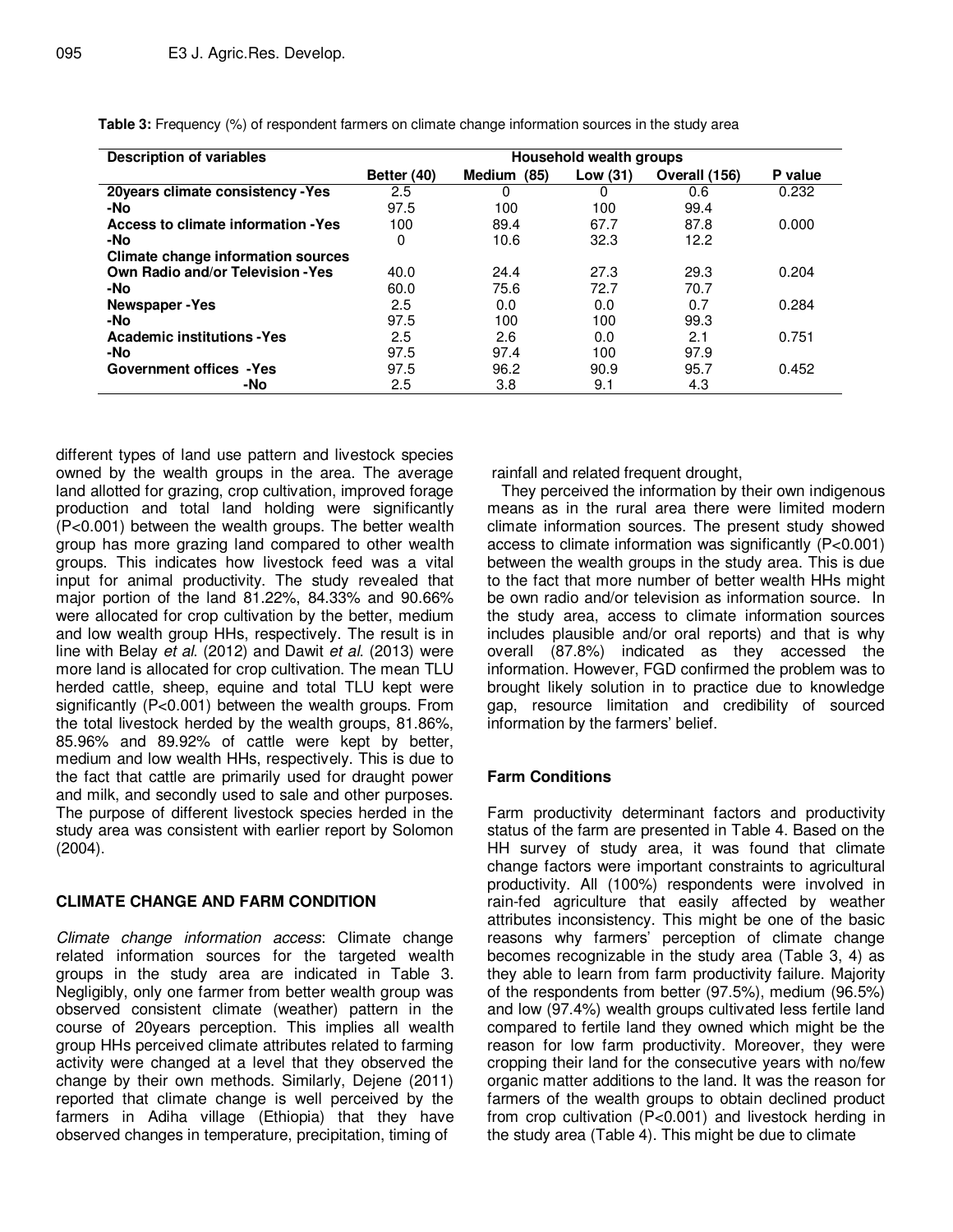**Table 3:** Frequency (%) of respondent farmers on climate change information sources in the study area

| Description of variables | Household wealth groups | | | | |
|---|---|---|---|---|---|
| | Better (40) | Medium (85) | Low (31) | Overall (156) | P value |
| **20years climate consistency -Yes** | 2.5 | 0 | 0 | 0.6 | 0.232 |
| **-No** | 97.5 | 100 | 100 | 99.4 | |
| **Access to climate information -Yes** | 100 | 89.4 | 67.7 | 87.8 | 0.000 |
| **-No** | 0 | 10.6 | 32.3 | 12.2 | |
| **Climate change information sources** | | | | | |
| **Own Radio and/or Television -Yes** | 40.0 | 24.4 | 27.3 | 29.3 | 0.204 |
| **-No** | 60.0 | 75.6 | 72.7 | 70.7 | |
| **Newspaper -Yes** | 2.5 | 0.0 | 0.0 | 0.7 | 0.284 |
| **-No** | 97.5 | 100 | 100 | 99.3 | |
| **Academic institutions -Yes** | 2.5 | 2.6 | 0.0 | 2.1 | 0.751 |
| **-No** | 97.5 | 97.4 | 100 | 97.9 | |
| **Government offices -Yes** | 97.5 | 96.2 | 90.9 | 95.7 | 0.452 |
| **-No** | 2.5 | 3.8 | 9.1 | 4.3 | |

different types of land use pattern and livestock species owned by the wealth groups in the area. The average land allotted for grazing, crop cultivation, improved forage production and total land holding were significantly ($P<0.001$) between the wealth groups. The better wealth group has more grazing land compared to other wealth groups. This indicates how livestock feed was a vital input for animal productivity. The study revealed that major portion of the land 81.22%, 84.33% and 90.66% were allocated for crop cultivation by the better, medium and low wealth group HHs, respectively. The result is in line with Belay *et al.* (2012) and Dawit *et al.* (2013) were more land is allocated for crop cultivation. The mean TLU herded cattle, sheep, equine and total TLU kept were significantly ($P<0.001$) between the wealth groups. From the total livestock herded by the wealth groups, 81.86%, 85.96% and 89.92% of cattle were kept by better, medium and low wealth HHs, respectively. This is due to the fact that cattle are primarily used for draught power and milk, and secondly used to sale and other purposes. The purpose of different livestock species herded in the study area was consistent with earlier report by Solomon (2004).

## CLIMATE CHANGE AND FARM CONDITION

*Climate change information access*: Climate change related information sources for the targeted wealth groups in the study area are indicated in Table 3. Negligibly, only one farmer from better wealth group was observed consistent climate (weather) pattern in the course of 20years perception. This implies all wealth group HHs perceived climate attributes related to farming activity were changed at a level that they observed the change by their own methods. Similarly, Dejene (2011) reported that climate change is well perceived by the farmers in Adiha village (Ethiopia) that they have observed changes in temperature, precipitation, timing of rainfall and related frequent drought,

They perceived the information by their own indigenous means as in the rural area there were limited modern climate information sources. The present study showed access to climate information was significantly ($P<0.001$) between the wealth groups in the study area. This is due to the fact that more number of better wealth HHs might be own radio and/or television as information source. In the study area, access to climate information sources includes plausible and/or oral reports) and that is why overall (87.8%) indicated as they accessed the information. However, FGD confirmed the problem was to brought likely solution in to practice due to knowledge gap, resource limitation and credibility of sourced information by the farmers' belief.

### Farm Conditions

Farm productivity determinant factors and productivity status of the farm are presented in Table 4. Based on the HH survey of study area, it was found that climate change factors were important constraints to agricultural productivity. All (100%) respondents were involved in rain-fed agriculture that easily affected by weather attributes inconsistency. This might be one of the basic reasons why farmers' perception of climate change becomes recognizable in the study area (Table 3, 4) as they able to learn from farm productivity failure. Majority of the respondents from better (97.5%), medium (96.5%) and low (97.4%) wealth groups cultivated less fertile land compared to fertile land they owned which might be the reason for low farm productivity. Moreover, they were cropping their land for the consecutive years with no/few organic matter additions to the land. It was the reason for farmers of the wealth groups to obtain declined product from crop cultivation ($P<0.001$) and livestock herding in the study area (Table 4). This might be due to climate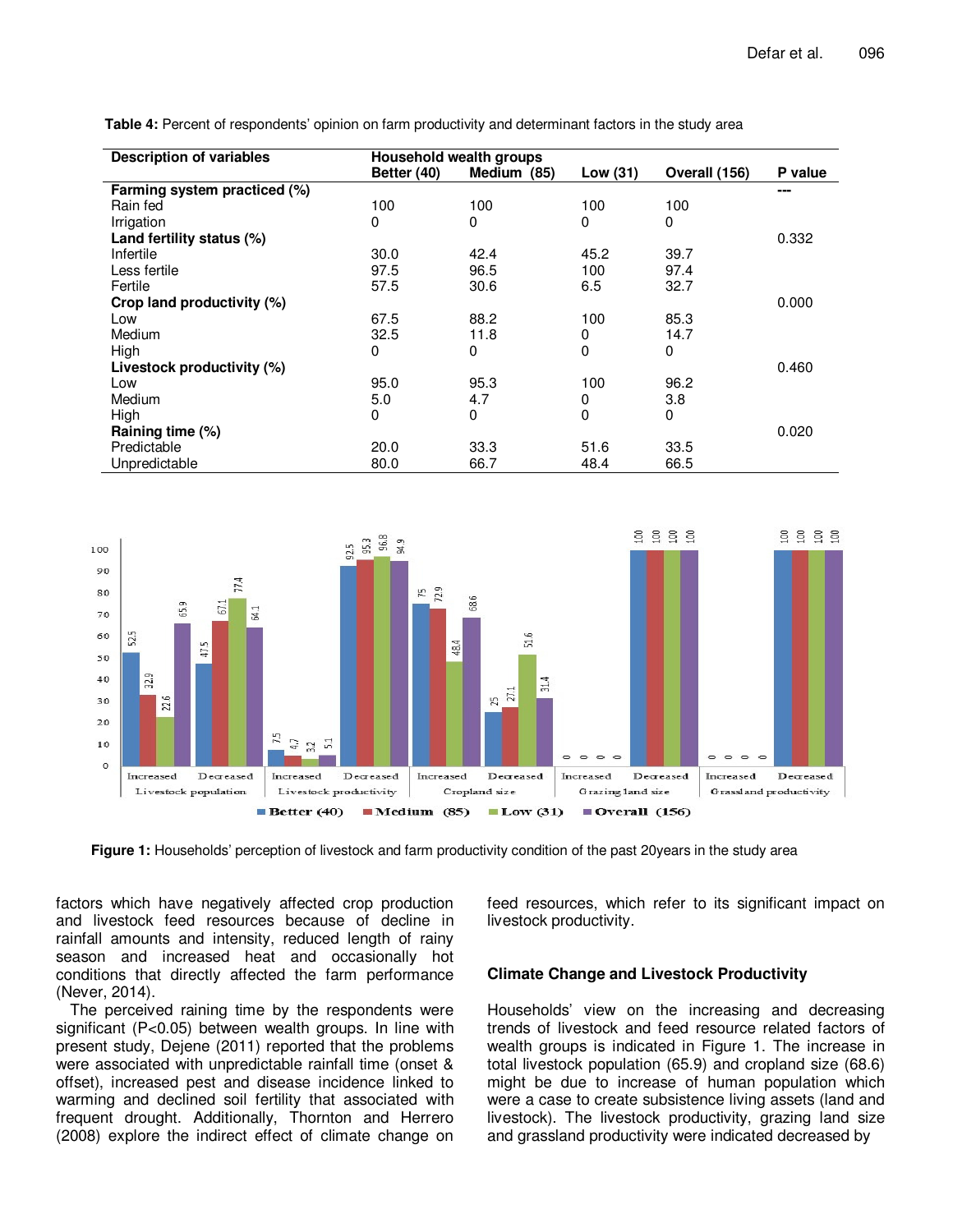**Table 4:** Percent of respondents' opinion on farm productivity and determinant factors in the study area

| Description of variables | Household wealth groups | | | | |
|---|---|---|---|---|---|
| | Better (40) | Medium (85) | Low (31) | Overall (156) | P value |
| **Farming system practiced (%)** | | | | | --- |
| Rain fed | 100 | 100 | 100 | 100 | |
| Irrigation | 0 | 0 | 0 | 0 | |
| **Land fertility status (%)** | | | | | 0.332 |
| Infertile | 30.0 | 42.4 | 45.2 | 39.7 | |
| Less fertile | 97.5 | 96.5 | 100 | 97.4 | |
| Fertile | 57.5 | 30.6 | 6.5 | 32.7 | |
| **Crop land productivity (%)** | | | | | 0.000 |
| Low | 67.5 | 88.2 | 100 | 85.3 | |
| Medium | 32.5 | 11.8 | 0 | 14.7 | |
| High | 0 | 0 | 0 | 0 | |
| **Livestock productivity (%)** | | | | | 0.460 |
| Low | 95.0 | 95.3 | 100 | 96.2 | |
| Medium | 5.0 | 4.7 | 0 | 3.8 | |
| High | 0 | 0 | 0 | 0 | |
| **Raining time (%)** | | | | | 0.020 |
| Predictable | 20.0 | 33.3 | 51.6 | 33.5 | |
| Unpredictable | 80.0 | 66.7 | 48.4 | 66.5 | |

100
90
80
70
60
50
40
30
20
10
0

52.5 32.9 22.6 65.9 47.5 67.1 77.4 64.1
7.5 4.7 3.2 5.1 92.5 95.3 96.8 94.9
75 72.9 48.4 68.6 25 27.1 51.6 31.4
0 0 0 0 100 100 100 100
0 0 0 0 100 100 100 100

Increased Decreased
Livestock population

Increased Decreased
Livestock productivity

Increased Decreased
Cropland size

Increased Decreased
Grazing land size

Increased Decreased
Grassland productivity

Better (40) Medium (85) Low (31) Overall (156)

**Figure 1:** Households' perception of livestock and farm productivity condition of the past 20years in the study area

factors which have negatively affected crop production and livestock feed resources because of decline in rainfall amounts and intensity, reduced length of rainy season and increased heat and occasionally hot conditions that directly affected the farm performance (Never, 2014).

The perceived raining time by the respondents were significant (P<0.05) between wealth groups. In line with present study, Dejene (2011) reported that the problems were associated with unpredictable rainfall time (onset & offset), increased pest and disease incidence linked to warming and declined soil fertility that associated with frequent drought. Additionally, Thornton and Herrero (2008) explore the indirect effect of climate change on feed resources, which refer to its significant impact on livestock productivity.

### Climate Change and Livestock Productivity

Households' view on the increasing and decreasing trends of livestock and feed resource related factors of wealth groups is indicated in Figure 1. The increase in total livestock population (65.9) and cropland size (68.6) might be due to increase of human population which were a case to create subsistence living assets (land and livestock). The livestock productivity, grazing land size and grassland productivity were indicated decreased by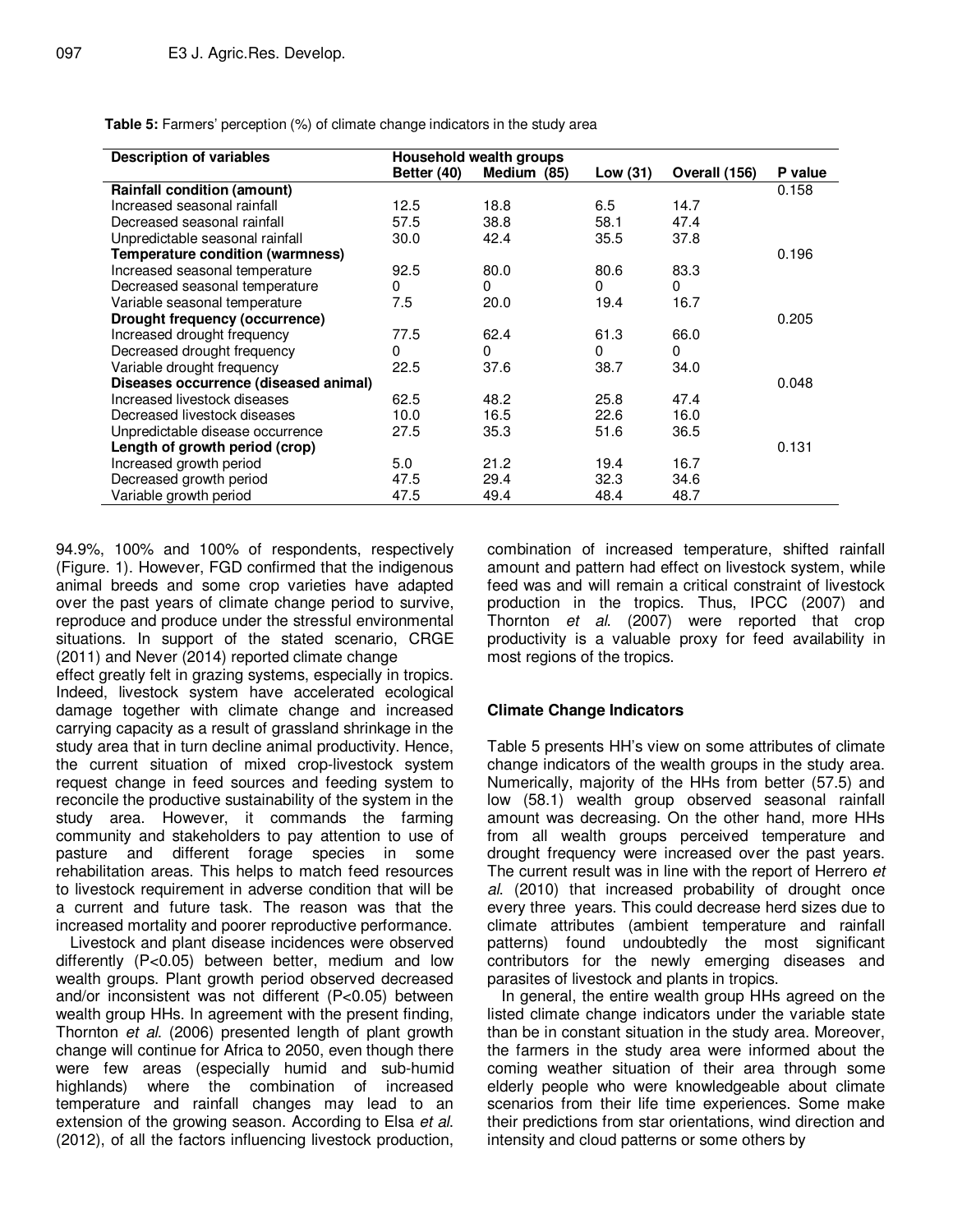**Table 5:** Farmers' perception (%) of climate change indicators in the study area

| Description of variables | Household wealth groups | | | | |
|---|---|---|---|---|---|
| | Better (40) | Medium (85) | Low (31) | Overall (156) | P value |
| **Rainfall condition (amount)** | | | | | 0.158 |
| Increased seasonal rainfall | 12.5 | 18.8 | 6.5 | 14.7 | |
| Decreased seasonal rainfall | 57.5 | 38.8 | 58.1 | 47.4 | |
| Unpredictable seasonal rainfall | 30.0 | 42.4 | 35.5 | 37.8 | |
| **Temperature condition (warmness)** | | | | | 0.196 |
| Increased seasonal temperature | 92.5 | 80.0 | 80.6 | 83.3 | |
| Decreased seasonal temperature | 0 | 0 | 0 | 0 | |
| Variable seasonal temperature | 7.5 | 20.0 | 19.4 | 16.7 | |
| **Drought frequency (occurrence)** | | | | | 0.205 |
| Increased drought frequency | 77.5 | 62.4 | 61.3 | 66.0 | |
| Decreased drought frequency | 0 | 0 | 0 | 0 | |
| Variable drought frequency | 22.5 | 37.6 | 38.7 | 34.0 | |
| **Diseases occurrence (diseased animal)** | | | | | 0.048 |
| Increased livestock diseases | 62.5 | 48.2 | 25.8 | 47.4 | |
| Decreased livestock diseases | 10.0 | 16.5 | 22.6 | 16.0 | |
| Unpredictable disease occurrence | 27.5 | 35.3 | 51.6 | 36.5 | |
| **Length of growth period (crop)** | | | | | 0.131 |
| Increased growth period | 5.0 | 21.2 | 19.4 | 16.7 | |
| Decreased growth period | 47.5 | 29.4 | 32.3 | 34.6 | |
| Variable growth period | 47.5 | 49.4 | 48.4 | 48.7 | |

94.9%, 100% and 100% of respondents, respectively (Figure. 1). However, FGD confirmed that the indigenous animal breeds and some crop varieties have adapted over the past years of climate change period to survive, reproduce and produce under the stressful environmental situations. In support of the stated scenario, CRGE (2011) and Never (2014) reported climate change effect greatly felt in grazing systems, especially in tropics. Indeed, livestock system have accelerated ecological damage together with climate change and increased carrying capacity as a result of grassland shrinkage in the study area that in turn decline animal productivity. Hence, the current situation of mixed crop-livestock system request change in feed sources and feeding system to reconcile the productive sustainability of the system in the study area. However, it commands the farming community and stakeholders to pay attention to use of pasture and different forage species in some rehabilitation areas. This helps to match feed resources to livestock requirement in adverse condition that will be a current and future task. The reason was that the increased mortality and poorer reproductive performance.

Livestock and plant disease incidences were observed differently ($P<0.05$) between better, medium and low wealth groups. Plant growth period observed decreased and/or inconsistent was not different ($P<0.05$) between wealth group HHs. In agreement with the present finding, Thornton *et al*. (2006) presented length of plant growth change will continue for Africa to 2050, even though there were few areas (especially humid and sub-humid highlands) where the combination of increased temperature and rainfall changes may lead to an extension of the growing season. According to Elsa *et al*. (2012), of all the factors influencing livestock production, combination of increased temperature, shifted rainfall amount and pattern had effect on livestock system, while feed was and will remain a critical constraint of livestock production in the tropics. Thus, IPCC (2007) and Thornton *et al*. (2007) were reported that crop productivity is a valuable proxy for feed availability in most regions of the tropics.

## Climate Change Indicators

Table 5 presents HH's view on some attributes of climate change indicators of the wealth groups in the study area. Numerically, majority of the HHs from better (57.5) and low (58.1) wealth group observed seasonal rainfall amount was decreasing. On the other hand, more HHs from all wealth groups perceived temperature and drought frequency were increased over the past years. The current result was in line with the report of Herrero *et al*. (2010) that increased probability of drought once every three years. This could decrease herd sizes due to climate attributes (ambient temperature and rainfall patterns) found undoubtedly the most significant contributors for the newly emerging diseases and parasites of livestock and plants in tropics.

In general, the entire wealth group HHs agreed on the listed climate change indicators under the variable state than be in constant situation in the study area. Moreover, the farmers in the study area were informed about the coming weather situation of their area through some elderly people who were knowledgeable about climate scenarios from their life time experiences. Some make their predictions from star orientations, wind direction and intensity and cloud patterns or some others by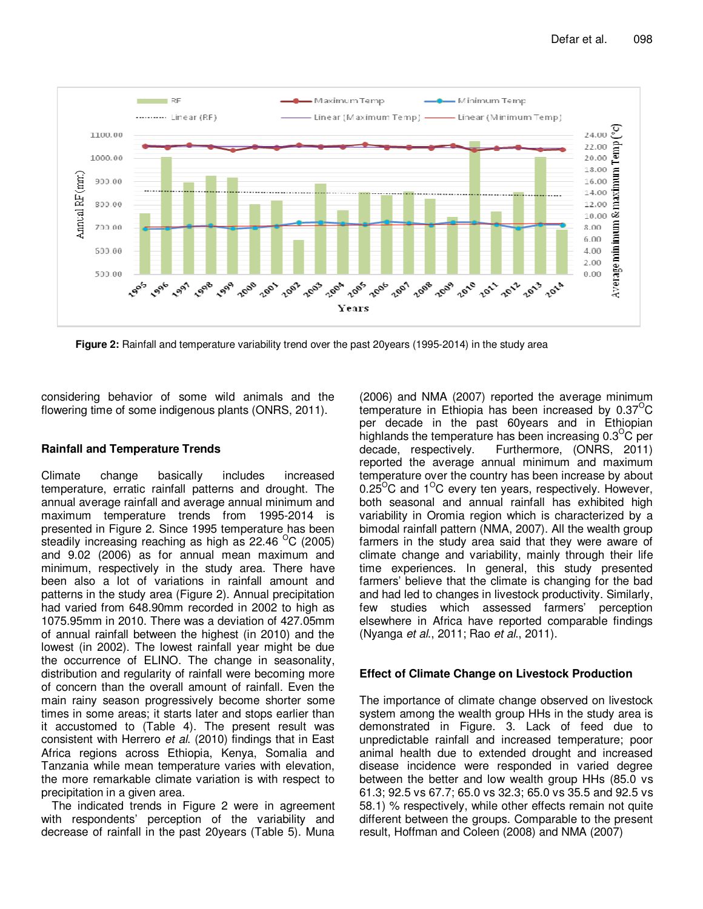RF

Maximum Temp

Minimum Temp

Linear (RF)

Linear (Maximum Temp)

Linear (Minimum Temp)

Annual RF (mm)

1100.00

1000.00

900.00

800.00

700.00

600.00

500.00

Average minimum & maximum Temp (°c)

24.00

22.00

20.00

18.00

16.00

14.00

12.00

10.00

8.00

6.00

4.00

2.00

0.00

1995 1996 1997 1998 1999 2000 2001 2002 2003 2004 2005 2006 2007 2008 2009 2010 2011 2012 2013 2014

Years

**Figure 2:** Rainfall and temperature variability trend over the past 20years (1995-2014) in the study area

considering behavior of some wild animals and the flowering time of some indigenous plants (ONRS, 2011).

## Rainfall and Temperature Trends

Climate change basically includes increased temperature, erratic rainfall patterns and drought. The annual average rainfall and average annual minimum and maximum temperature trends from 1995-2014 is presented in Figure 2. Since 1995 temperature has been steadily increasing reaching as high as 22.46 $^{O}$C (2005) and 9.02 (2006) as for annual mean maximum and minimum, respectively in the study area. There have been also a lot of variations in rainfall amount and patterns in the study area (Figure 2). Annual precipitation had varied from 648.90mm recorded in 2002 to high as 1075.95mm in 2010. There was a deviation of 427.05mm of annual rainfall between the highest (in 2010) and the lowest (in 2002). The lowest rainfall year might be due the occurrence of ELINO. The change in seasonality, distribution and regularity of rainfall were becoming more of concern than the overall amount of rainfall. Even the main rainy season progressively become shorter some times in some areas; it starts later and stops earlier than it accustomed to (Table 4). The present result was consistent with Herrero *et al*. (2010) findings that in East Africa regions across Ethiopia, Kenya, Somalia and Tanzania while mean temperature varies with elevation, the more remarkable climate variation is with respect to precipitation in a given area.

The indicated trends in Figure 2 were in agreement with respondents' perception of the variability and decrease of rainfall in the past 20years (Table 5). Muna (2006) and NMA (2007) reported the average minimum temperature in Ethiopia has been increased by 0.37$^{O}$C per decade in the past 60years and in Ethiopian highlands the temperature has been increasing 0.3$^{O}$C per decade, respectively. Furthermore, (ONRS, 2011) reported the average annual minimum and maximum temperature over the country has been increase by about 0.25$^{O}$C and 1$^{O}$C every ten years, respectively. However, both seasonal and annual rainfall has exhibited high variability in Oromia region which is characterized by a bimodal rainfall pattern (NMA, 2007). All the wealth group farmers in the study area said that they were aware of climate change and variability, mainly through their life time experiences. In general, this study presented farmers' believe that the climate is changing for the bad and had led to changes in livestock productivity. Similarly, few studies which assessed farmers' perception elsewhere in Africa have reported comparable findings (Nyanga *et al*., 2011; Rao *et al*., 2011).

## Effect of Climate Change on Livestock Production

The importance of climate change observed on livestock system among the wealth group HHs in the study area is demonstrated in Figure. 3. Lack of feed due to unpredictable rainfall and increased temperature; poor animal health due to extended drought and increased disease incidence were responded in varied degree between the better and low wealth group HHs (85.0 vs 61.3; 92.5 vs 67.7; 65.0 vs 32.3; 65.0 vs 35.5 and 92.5 vs 58.1) % respectively, while other effects remain not quite different between the groups. Comparable to the present result, Hoffman and Coleen (2008) and NMA (2007)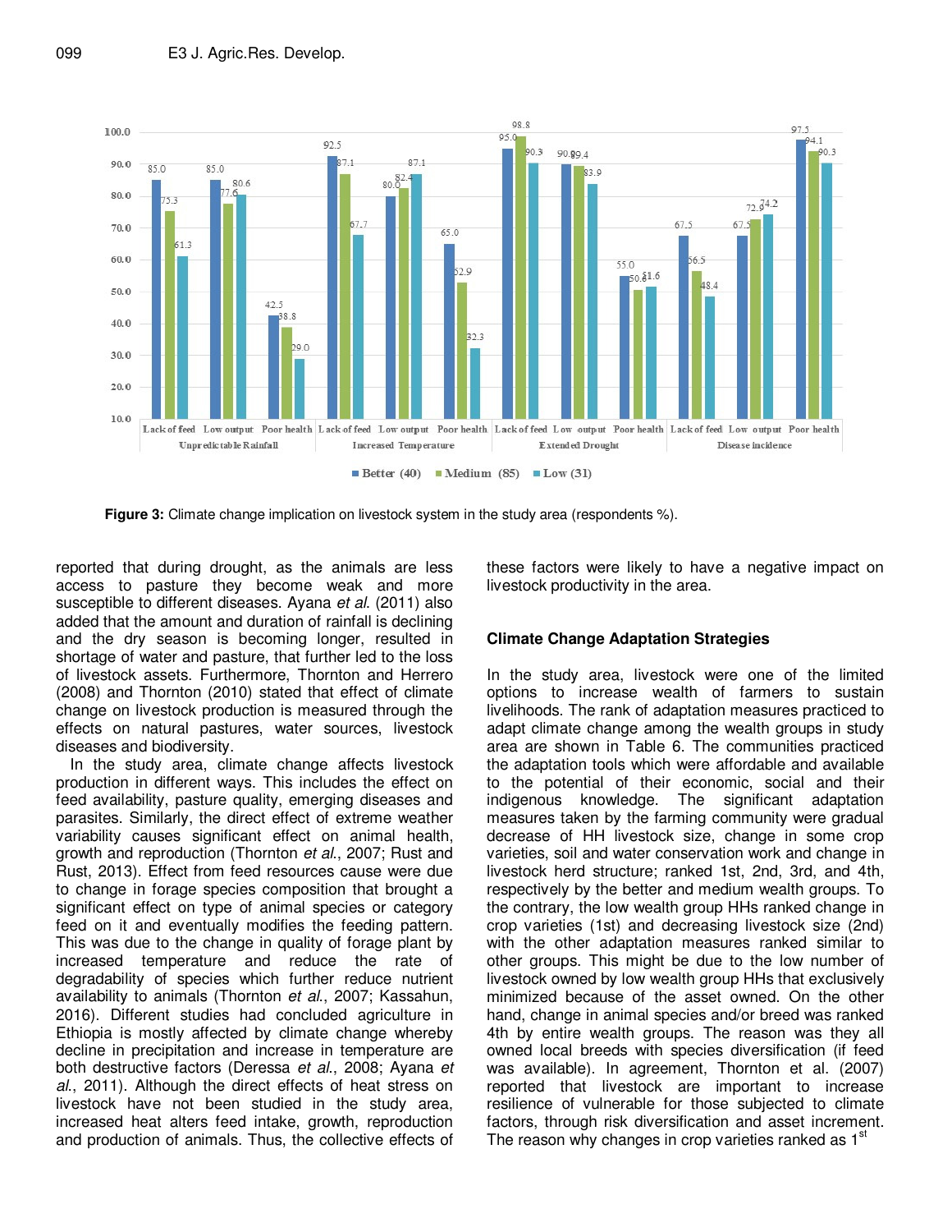100.0
90.0
80.0
70.0
60.0
50.0
40.0
30.0
20.0
10.0

85.0 75.3 61.3 85.0 77.6 80.6 42.5 38.8 29.0 92.5 87.1 67.7 80.0 82.4 87.1 65.0 52.9 32.3 95.0 98.8 90.3 90.0 89.4 83.9 55.0 50.6 51.6 67.5 56.5 48.4 67.5 72.9 74.2 97.5 94.1 90.3

Lack of feed Low output Poor health Lack of feed Low output Poor health Lack of feed Low output Poor health Lack of feed Low output Poor health

Unpredictable Rainfall Increased Temperature Extended Drought Disease incidence

Better (40) Medium (85) Low (31)

**Figure 3:** Climate change implication on livestock system in the study area (respondents %).

reported that during drought, as the animals are less access to pasture they become weak and more susceptible to different diseases. Ayana *et al.* (2011) also added that the amount and duration of rainfall is declining and the dry season is becoming longer, resulted in shortage of water and pasture, that further led to the loss of livestock assets. Furthermore, Thornton and Herrero (2008) and Thornton (2010) stated that effect of climate change on livestock production is measured through the effects on natural pastures, water sources, livestock diseases and biodiversity.

In the study area, climate change affects livestock production in different ways. This includes the effect on feed availability, pasture quality, emerging diseases and parasites. Similarly, the direct effect of extreme weather variability causes significant effect on animal health, growth and reproduction (Thornton *et al.*, 2007; Rust and Rust, 2013). Effect from feed resources cause were due to change in forage species composition that brought a significant effect on type of animal species or category feed on it and eventually modifies the feeding pattern. This was due to the change in quality of forage plant by increased temperature and reduce the rate of degradability of species which further reduce nutrient availability to animals (Thornton *et al.*, 2007; Kassahun, 2016). Different studies had concluded agriculture in Ethiopia is mostly affected by climate change whereby decline in precipitation and increase in temperature are both destructive factors (Deressa *et al*., 2008; Ayana *et al*., 2011). Although the direct effects of heat stress on livestock have not been studied in the study area, increased heat alters feed intake, growth, reproduction and production of animals. Thus, the collective effects of these factors were likely to have a negative impact on livestock productivity in the area.

## Climate Change Adaptation Strategies

In the study area, livestock were one of the limited options to increase wealth of farmers to sustain livelihoods. The rank of adaptation measures practiced to adapt climate change among the wealth groups in study area are shown in Table 6. The communities practiced the adaptation tools which were affordable and available to the potential of their economic, social and their indigenous knowledge. The significant adaptation measures taken by the farming community were gradual decrease of HH livestock size, change in some crop varieties, soil and water conservation work and change in livestock herd structure; ranked 1st, 2nd, 3rd, and 4th, respectively by the better and medium wealth groups. To the contrary, the low wealth group HHs ranked change in crop varieties (1st) and decreasing livestock size (2nd) with the other adaptation measures ranked similar to other groups. This might be due to the low number of livestock owned by low wealth group HHs that exclusively minimized because of the asset owned. On the other hand, change in animal species and/or breed was ranked 4th by entire wealth groups. The reason was they all owned local breeds with species diversification (if feed was available). In agreement, Thornton et al. (2007) reported that livestock are important to increase resilience of vulnerable for those subjected to climate factors, through risk diversification and asset increment. The reason why changes in crop varieties ranked as 1$^{st}$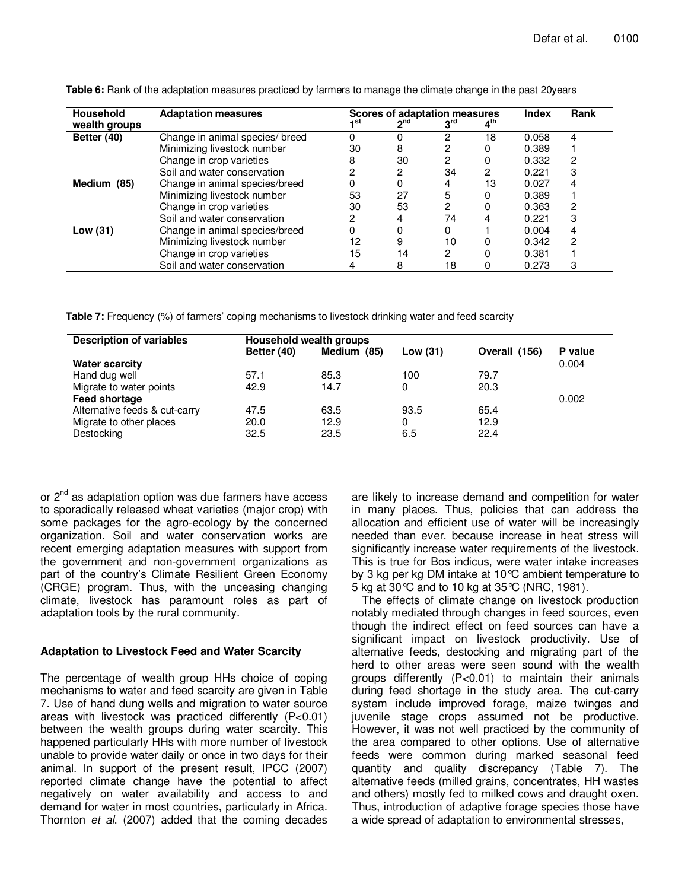**Table 6:** Rank of the adaptation measures practiced by farmers to manage the climate change in the past 20years

| Household wealth groups | Adaptation measures | Scores of adaptation measures | | | | Index | Rank |
|---|---|---|---|---|---|---|---|
| | | 1st | 2nd | 3rd | 4th | | |
| **Better (40)** | Change in animal species/ breed | 0 | 0 | 2 | 18 | 0.058 | 4 |
| | Minimizing livestock number | 30 | 8 | 2 | 0 | 0.389 | 1 |
| | Change in crop varieties | 8 | 30 | 2 | 0 | 0.332 | 2 |
| | Soil and water conservation | 2 | 2 | 34 | 2 | 0.221 | 3 |
| **Medium (85)** | Change in animal species/breed | 0 | 0 | 4 | 13 | 0.027 | 4 |
| | Minimizing livestock number | 53 | 27 | 5 | 0 | 0.389 | 1 |
| | Change in crop varieties | 30 | 53 | 2 | 0 | 0.363 | 2 |
| | Soil and water conservation | 2 | 4 | 74 | 4 | 0.221 | 3 |
| **Low (31)** | Change in animal species/breed | 0 | 0 | 0 | 1 | 0.004 | 4 |
| | Minimizing livestock number | 12 | 9 | 10 | 0 | 0.342 | 2 |
| | Change in crop varieties | 15 | 14 | 2 | 0 | 0.381 | 1 |
| | Soil and water conservation | 4 | 8 | 18 | 0 | 0.273 | 3 |

**Table 7:** Frequency (%) of farmers' coping mechanisms to livestock drinking water and feed scarcity

| Description of variables | Household wealth groups | | | | |
|---|---|---|---|---|---|
| | Better (40) | Medium (85) | Low (31) | Overall (156) | P value |
| **Water scarcity** | | | | | 0.004 |
| Hand dug well | 57.1 | 85.3 | 100 | 79.7 | |
| Migrate to water points | 42.9 | 14.7 | 0 | 20.3 | |
| **Feed shortage** | | | | | 0.002 |
| Alternative feeds & cut-carry | 47.5 | 63.5 | 93.5 | 65.4 | |
| Migrate to other places | 20.0 | 12.9 | 0 | 12.9 | |
| Destocking | 32.5 | 23.5 | 6.5 | 22.4 | |

or 2nd as adaptation option was due farmers have access to sporadically released wheat varieties (major crop) with some packages for the agro-ecology by the concerned organization. Soil and water conservation works are recent emerging adaptation measures with support from the government and non-government organizations as part of the country's Climate Resilient Green Economy (CRGE) program. Thus, with the unceasing changing climate, livestock has paramount roles as part of adaptation tools by the rural community.

### Adaptation to Livestock Feed and Water Scarcity

The percentage of wealth group HHs choice of coping mechanisms to water and feed scarcity are given in Table 7. Use of hand dung wells and migration to water source areas with livestock was practiced differently ($P<0.01$) between the wealth groups during water scarcity. This happened particularly HHs with more number of livestock unable to provide water daily or once in two days for their animal. In support of the present result, IPCC (2007) reported climate change have the potential to affect negatively on water availability and access to and demand for water in most countries, particularly in Africa. Thornton *et al*. (2007) added that the coming decades are likely to increase demand and competition for water in many places. Thus, policies that can address the allocation and efficient use of water will be increasingly needed than ever. because increase in heat stress will significantly increase water requirements of the livestock. This is true for Bos indicus, were water intake increases by 3 kg per kg DM intake at 10°C ambient temperature to 5 kg at 30°C and to 10 kg at 35°C (NRC, 1981).

The effects of climate change on livestock production notably mediated through changes in feed sources, even though the indirect effect on feed sources can have a significant impact on livestock productivity. Use of alternative feeds, destocking and migrating part of the herd to other areas were seen sound with the wealth groups differently ($P<0.01$) to maintain their animals during feed shortage in the study area. The cut-carry system include improved forage, maize twinges and juvenile stage crops assumed not be productive. However, it was not well practiced by the community of the area compared to other options. Use of alternative feeds were common during marked seasonal feed quantity and quality discrepancy (Table 7). The alternative feeds (milled grains, concentrates, HH wastes and others) mostly fed to milked cows and draught oxen. Thus, introduction of adaptive forage species those have a wide spread of adaptation to environmental stresses,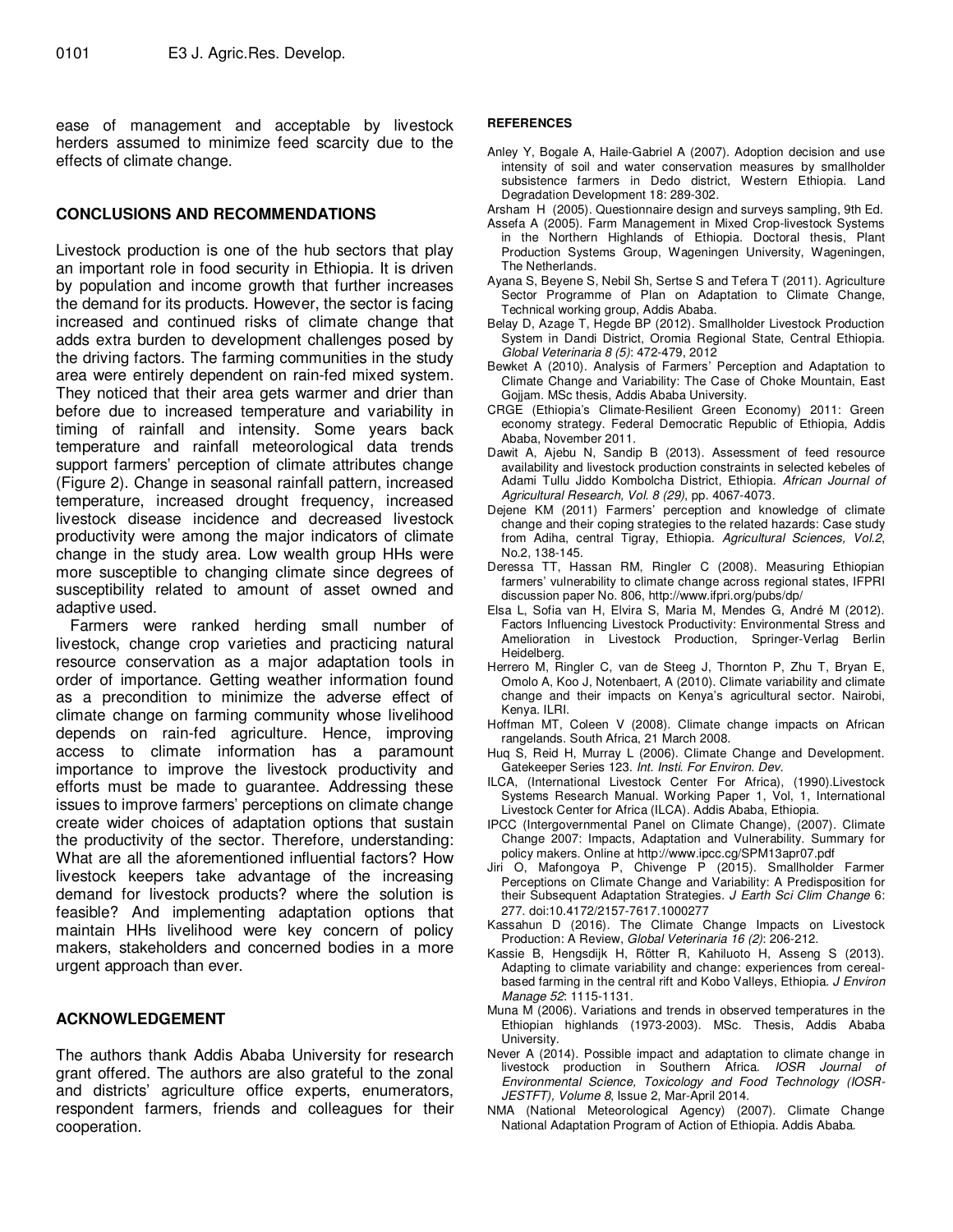ease of management and acceptable by livestock herders assumed to minimize feed scarcity due to the effects of climate change.

## CONCLUSIONS AND RECOMMENDATIONS

Livestock production is one of the hub sectors that play an important role in food security in Ethiopia. It is driven by population and income growth that further increases the demand for its products. However, the sector is facing increased and continued risks of climate change that adds extra burden to development challenges posed by the driving factors. The farming communities in the study area were entirely dependent on rain-fed mixed system. They noticed that their area gets warmer and drier than before due to increased temperature and variability in timing of rainfall and intensity. Some years back temperature and rainfall meteorological data trends support farmers' perception of climate attributes change (Figure 2). Change in seasonal rainfall pattern, increased temperature, increased drought frequency, increased livestock disease incidence and decreased livestock productivity were among the major indicators of climate change in the study area. Low wealth group HHs were more susceptible to changing climate since degrees of susceptibility related to amount of asset owned and adaptive used.

Farmers were ranked herding small number of livestock, change crop varieties and practicing natural resource conservation as a major adaptation tools in order of importance. Getting weather information found as a precondition to minimize the adverse effect of climate change on farming community whose livelihood depends on rain-fed agriculture. Hence, improving access to climate information has a paramount importance to improve the livestock productivity and efforts must be made to guarantee. Addressing these issues to improve farmers' perceptions on climate change create wider choices of adaptation options that sustain the productivity of the sector. Therefore, understanding: What are all the aforementioned influential factors? How livestock keepers take advantage of the increasing demand for livestock products? where the solution is feasible? And implementing adaptation options that maintain HHs livelihood were key concern of policy makers, stakeholders and concerned bodies in a more urgent approach than ever.

## ACKNOWLEDGEMENT

The authors thank Addis Ababa University for research grant offered. The authors are also grateful to the zonal and districts' agriculture office experts, enumerators, respondent farmers, friends and colleagues for their cooperation.

## REFERENCES

Anley Y, Bogale A, Haile-Gabriel A (2007). Adoption decision and use intensity of soil and water conservation measures by smallholder subsistence farmers in Dedo district, Western Ethiopia. Land Degradation Development 18: 289-302.

Arsham H (2005). Questionnaire design and surveys sampling, 9th Ed.

Assefa A (2005). Farm Management in Mixed Crop-livestock Systems in the Northern Highlands of Ethiopia. Doctoral thesis, Plant Production Systems Group, Wageningen University, Wageningen, The Netherlands.

Ayana S, Beyene S, Nebil Sh, Sertse S and Tefera T (2011). Agriculture Sector Programme of Plan on Adaptation to Climate Change, Technical working group, Addis Ababa.

Belay D, Azage T, Hegde BP (2012). Smallholder Livestock Production System in Dandi District, Oromia Regional State, Central Ethiopia. *Global Veterinaria 8 (5)*: 472-479, 2012

Bewket A (2010). Analysis of Farmers' Perception and Adaptation to Climate Change and Variability: The Case of Choke Mountain, East Gojjam. MSc thesis, Addis Ababa University.

CRGE (Ethiopia's Climate-Resilient Green Economy) 2011: Green economy strategy. Federal Democratic Republic of Ethiopia, Addis Ababa, November 2011.

Dawit A, Ajebu N, Sandip B (2013). Assessment of feed resource availability and livestock production constraints in selected kebeles of Adami Tullu Jiddo Kombolcha District, Ethiopia. *African Journal of Agricultural Research, Vol. 8 (29)*, pp. 4067-4073.

Dejene KM (2011) Farmers' perception and knowledge of climate change and their coping strategies to the related hazards: Case study from Adiha, central Tigray, Ethiopia. *Agricultural Sciences, Vol.2*, No.2, 138-145.

Deressa TT, Hassan RM, Ringler C (2008). Measuring Ethiopian farmers' vulnerability to climate change across regional states, IFPRI discussion paper No. 806, http://www.ifpri.org/pubs/dp/

Elsa L, Sofia van H, Elvira S, Maria M, Mendes G, André M (2012). Factors Influencing Livestock Productivity: Environmental Stress and Amelioration in Livestock Production, Springer-Verlag Berlin Heidelberg.

Herrero M, Ringler C, van de Steeg J, Thornton P, Zhu T, Bryan E, Omolo A, Koo J, Notenbaert, A (2010). Climate variability and climate change and their impacts on Kenya's agricultural sector. Nairobi, Kenya. ILRI.

Hoffman MT, Coleen V (2008). Climate change impacts on African rangelands. South Africa, 21 March 2008.

Huq S, Reid H, Murray L (2006). Climate Change and Development. Gatekeeper Series 123. *Int. Insti. For Environ. Dev.*

ILCA, (International Livestock Center For Africa), (1990).Livestock Systems Research Manual. Working Paper 1, Vol, 1, International Livestock Center for Africa (ILCA). Addis Ababa, Ethiopia.

IPCC (Intergovernmental Panel on Climate Change), (2007). Climate Change 2007: Impacts, Adaptation and Vulnerability. Summary for policy makers. Online at http://www.ipcc.cg/SPM13apr07.pdf

Jiri O, Mafongoya P, Chivenge P (2015). Smallholder Farmer Perceptions on Climate Change and Variability: A Predisposition for their Subsequent Adaptation Strategies. *J Earth Sci Clim Change* 6: 277. doi:10.4172/2157-7617.1000277

Kassahun D (2016). The Climate Change Impacts on Livestock Production: A Review, *Global Veterinaria 16 (2)*: 206-212.

Kassie B, Hengsdijk H, Rötter R, Kahiluoto H, Asseng S (2013). Adapting to climate variability and change: experiences from cereal-based farming in the central rift and Kobo Valleys, Ethiopia. *J Environ Manage 52*: 1115-1131.

Muna M (2006). Variations and trends in observed temperatures in the Ethiopian highlands (1973-2003). MSc. Thesis, Addis Ababa University.

Never A (2014). Possible impact and adaptation to climate change in livestock production in Southern Africa. *IOSR Journal of Environmental Science, Toxicology and Food Technology (IOSR-JESTFT), Volume 8*, Issue 2, Mar-April 2014.

NMA (National Meteorological Agency) (2007). Climate Change National Adaptation Program of Action of Ethiopia. Addis Ababa.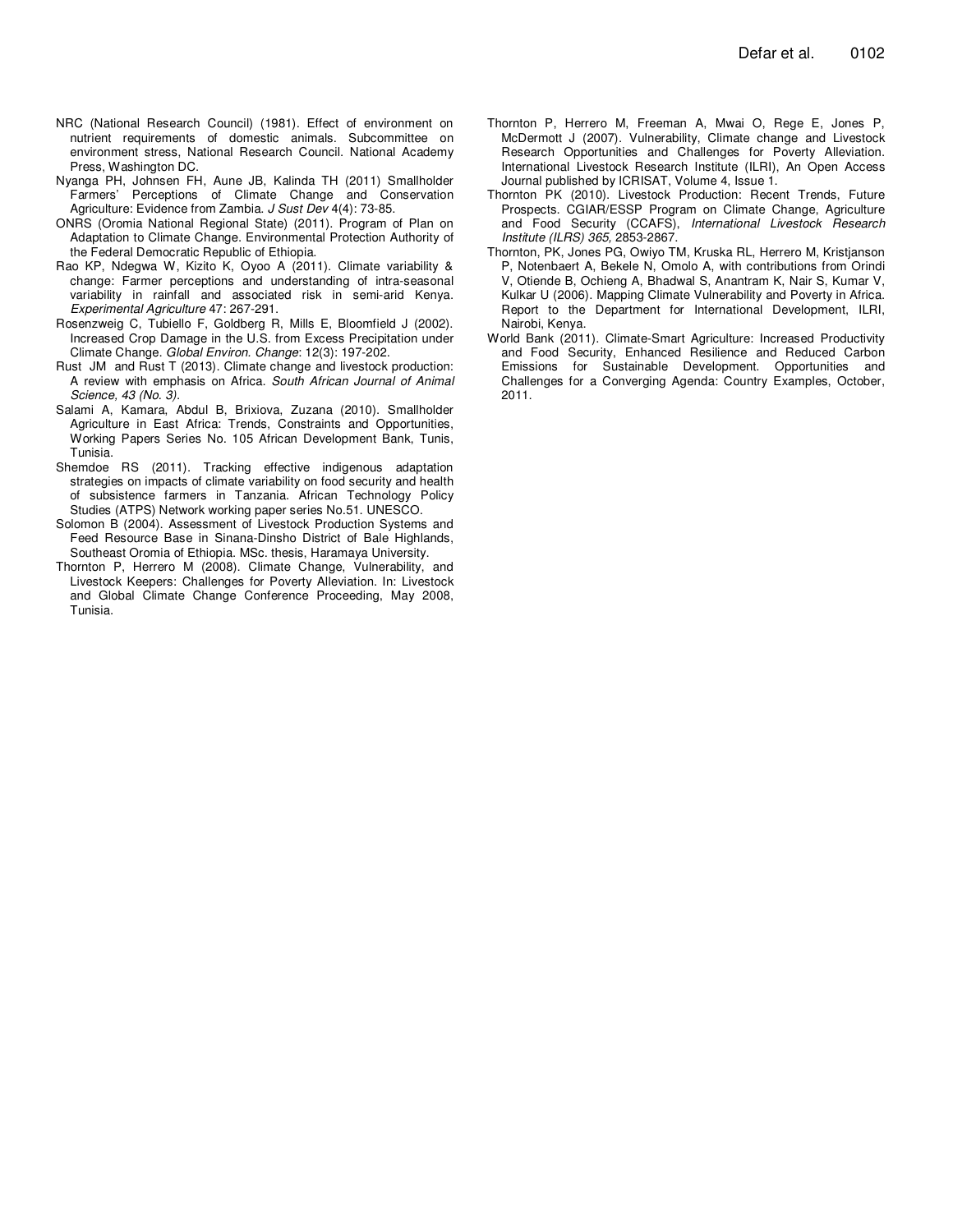NRC (National Research Council) (1981). Effect of environment on nutrient requirements of domestic animals. Subcommittee on environment stress, National Research Council. National Academy Press, Washington DC.

Nyanga PH, Johnsen FH, Aune JB, Kalinda TH (2011) Smallholder Farmers' Perceptions of Climate Change and Conservation Agriculture: Evidence from Zambia. *J Sust Dev* 4(4): 73-85.

ONRS (Oromia National Regional State) (2011). Program of Plan on Adaptation to Climate Change. Environmental Protection Authority of the Federal Democratic Republic of Ethiopia.

Rao KP, Ndegwa W, Kizito K, Oyoo A (2011). Climate variability & change: Farmer perceptions and understanding of intra-seasonal variability in rainfall and associated risk in semi-arid Kenya. *Experimental Agriculture* 47: 267-291.

Rosenzweig C, Tubiello F, Goldberg R, Mills E, Bloomfield J (2002). Increased Crop Damage in the U.S. from Excess Precipitation under Climate Change. *Global Environ. Change*: 12(3): 197-202.

Rust JM and Rust T (2013). Climate change and livestock production: A review with emphasis on Africa. *South African Journal of Animal Science, 43 (No. 3).*

Salami A, Kamara, Abdul B, Brixiova, Zuzana (2010). Smallholder Agriculture in East Africa: Trends, Constraints and Opportunities, Working Papers Series No. 105 African Development Bank, Tunis, Tunisia.

Shemdoe RS (2011). Tracking effective indigenous adaptation strategies on impacts of climate variability on food security and health of subsistence farmers in Tanzania. African Technology Policy Studies (ATPS) Network working paper series No.51. UNESCO.

Solomon B (2004). Assessment of Livestock Production Systems and Feed Resource Base in Sinana-Dinsho District of Bale Highlands, Southeast Oromia of Ethiopia. MSc. thesis, Haramaya University.

Thornton P, Herrero M (2008). Climate Change, Vulnerability, and Livestock Keepers: Challenges for Poverty Alleviation. In: Livestock and Global Climate Change Conference Proceeding, May 2008, Tunisia.

Thornton P, Herrero M, Freeman A, Mwai O, Rege E, Jones P, McDermott J (2007). Vulnerability, Climate change and Livestock Research Opportunities and Challenges for Poverty Alleviation. International Livestock Research Institute (ILRI), An Open Access Journal published by ICRISAT, Volume 4, Issue 1.

Thornton PK (2010). Livestock Production: Recent Trends, Future Prospects. CGIAR/ESSP Program on Climate Change, Agriculture and Food Security (CCAFS), *International Livestock Research Institute (ILRS) 365,* 2853-2867.

Thornton, PK, Jones PG, Owiyo TM, Kruska RL, Herrero M, Kristjanson P, Notenbaert A, Bekele N, Omolo A, with contributions from Orindi V, Otiende B, Ochieng A, Bhadwal S, Anantram K, Nair S, Kumar V, Kulkar U (2006). Mapping Climate Vulnerability and Poverty in Africa. Report to the Department for International Development, ILRI, Nairobi, Kenya.

World Bank (2011). Climate-Smart Agriculture: Increased Productivity and Food Security, Enhanced Resilience and Reduced Carbon Emissions for Sustainable Development. Opportunities and Challenges for a Converging Agenda: Country Examples, October, 2011.